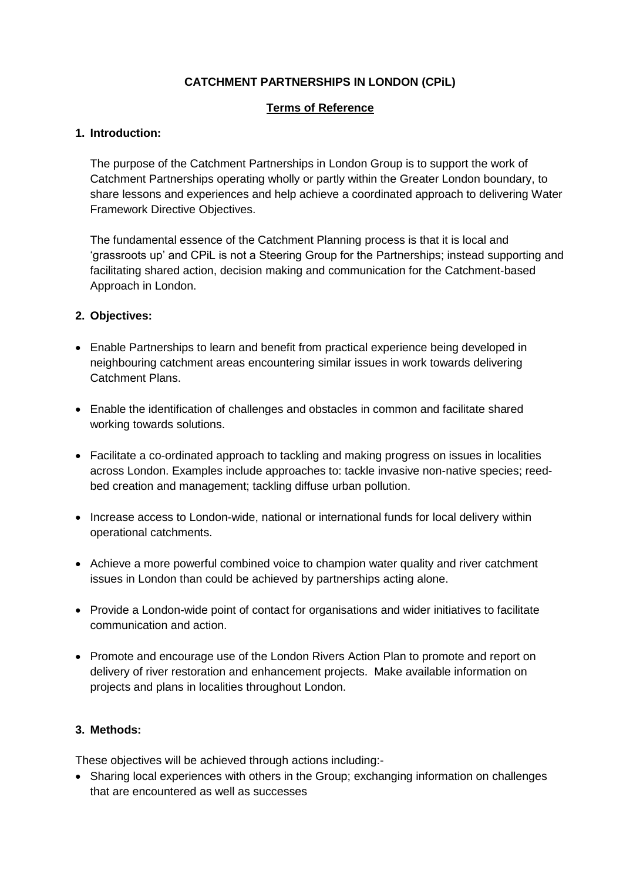**CATCHMENT PARTNERSHIPS IN LONDON (CPiL)**

**Terms of Reference**

## 1. Introduction:

The purpose of the Catchment Partnerships in London Group is to support the work of Catchment Partnerships operating wholly or partly within the Greater London boundary, to share lessons and experiences and help achieve a coordinated approach to delivering Water Framework Directive Objectives.

The fundamental essence of the Catchment Planning process is that it is local and 'grassroots up' and CPiL is not a Steering Group for the Partnerships; instead supporting and facilitating shared action, decision making and communication for the Catchment-based Approach in London.

## 2. Objectives:

- Enable Partnerships to learn and benefit from practical experience being developed in neighbouring catchment areas encountering similar issues in work towards delivering Catchment Plans.
- Enable the identification of challenges and obstacles in common and facilitate shared working towards solutions.
- Facilitate a co-ordinated approach to tackling and making progress on issues in localities across London. Examples include approaches to: tackle invasive non-native species; reed-bed creation and management; tackling diffuse urban pollution.
- Increase access to London-wide, national or international funds for local delivery within operational catchments.
- Achieve a more powerful combined voice to champion water quality and river catchment issues in London than could be achieved by partnerships acting alone.
- Provide a London-wide point of contact for organisations and wider initiatives to facilitate communication and action.
- Promote and encourage use of the London Rivers Action Plan to promote and report on delivery of river restoration and enhancement projects. Make available information on projects and plans in localities throughout London.

## 3. Methods:

These objectives will be achieved through actions including:-

- Sharing local experiences with others in the Group; exchanging information on challenges that are encountered as well as successes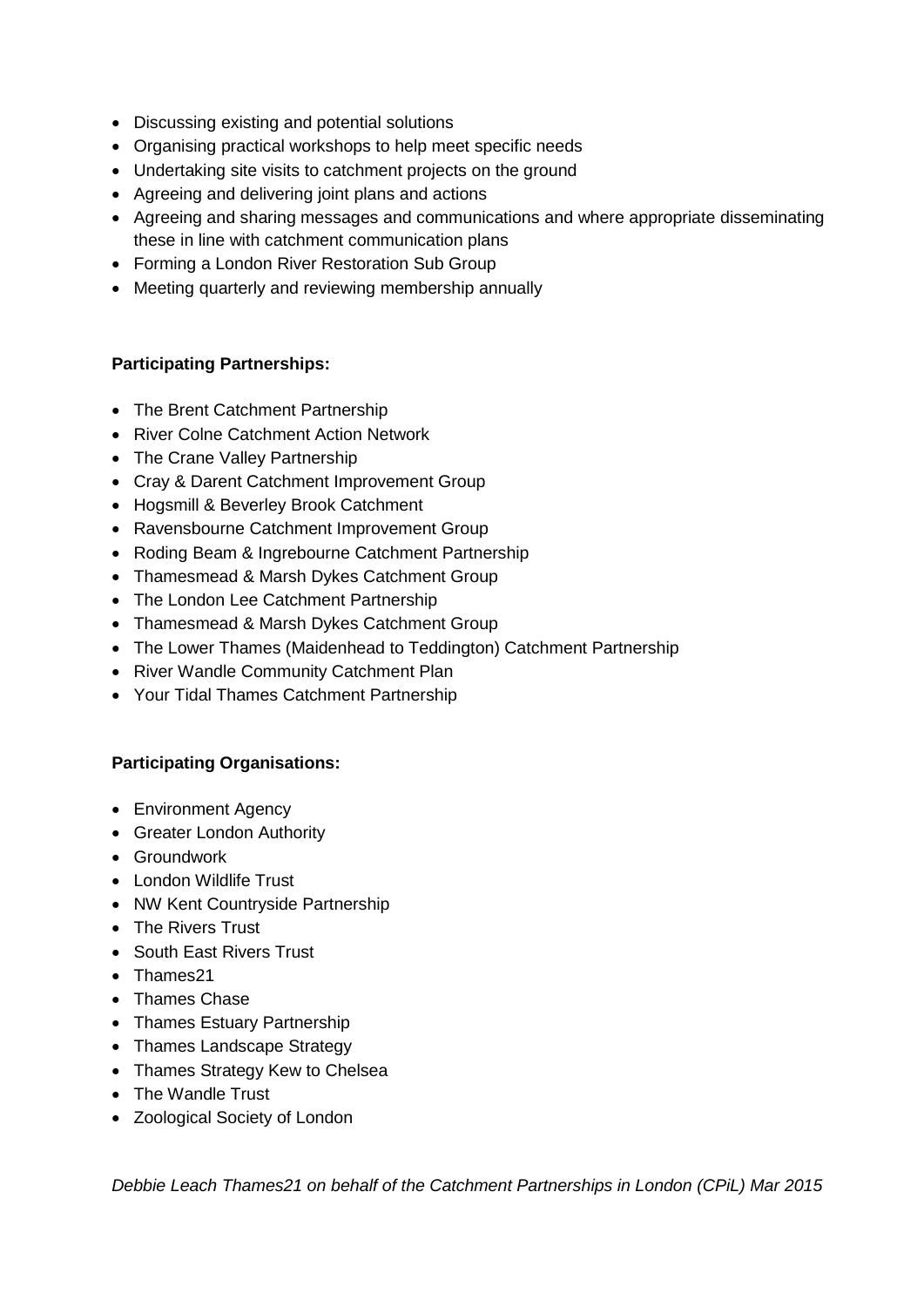- Discussing existing and potential solutions
- Organising practical workshops to help meet specific needs
- Undertaking site visits to catchment projects on the ground
- Agreeing and delivering joint plans and actions
- Agreeing and sharing messages and communications and where appropriate disseminating these in line with catchment communication plans
- Forming a London River Restoration Sub Group
- Meeting quarterly and reviewing membership annually

**Participating Partnerships:**

- The Brent Catchment Partnership
- River Colne Catchment Action Network
- The Crane Valley Partnership
- Cray & Darent Catchment Improvement Group
- Hogsmill & Beverley Brook Catchment
- Ravensbourne Catchment Improvement Group
- Roding Beam & Ingrebourne Catchment Partnership
- Thamesmead & Marsh Dykes Catchment Group
- The London Lee Catchment Partnership
- Thamesmead & Marsh Dykes Catchment Group
- The Lower Thames (Maidenhead to Teddington) Catchment Partnership
- River Wandle Community Catchment Plan
- Your Tidal Thames Catchment Partnership

**Participating Organisations:**

- Environment Agency
- Greater London Authority
- Groundwork
- London Wildlife Trust
- NW Kent Countryside Partnership
- The Rivers Trust
- South East Rivers Trust
- Thames21
- Thames Chase
- Thames Estuary Partnership
- Thames Landscape Strategy
- Thames Strategy Kew to Chelsea
- The Wandle Trust
- Zoological Society of London

*Debbie Leach Thames21 on behalf of the Catchment Partnerships in London (CPiL) Mar 2015*